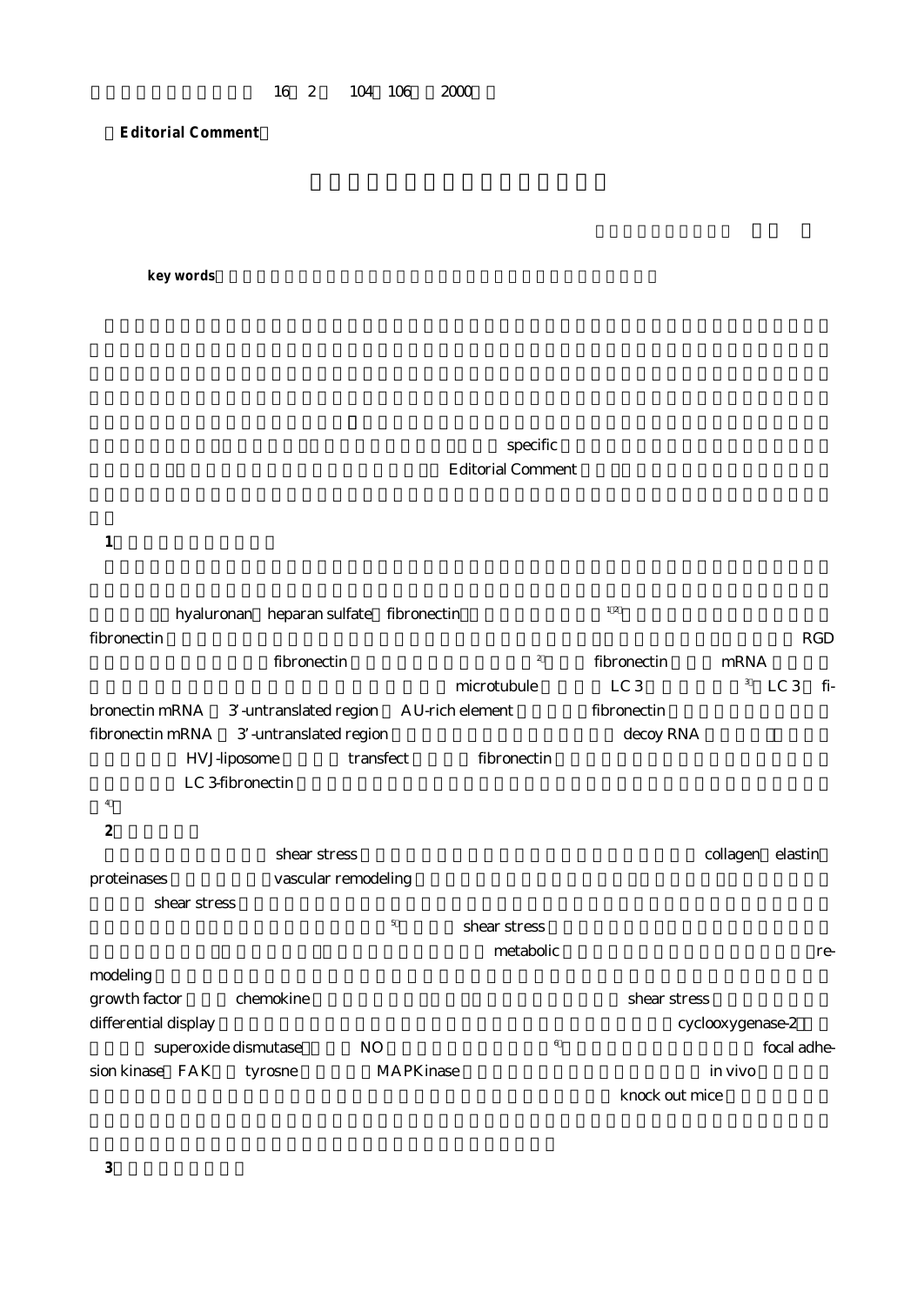**Editorial Comment**

**key words**

specific

Editorial Comment

**1**

hyaluronan heparan sulfate fibronectin [1,2]

fibronectin RGD

fibronectin [2] fibronectin mRNA

microtubule LC 3 [3] LC 3 fibronectin mRNA 3'-untranslated region AU-rich element fibronectin

fibronectin mRNA 3'-untranslated region decoy RNA

HVJ-liposome transfect fibronectin

LC 3-fibronectin

[4]

**2**

shear stress collagen elastin

proteinases vascular remodeling

shear stress

[5] shear stress

metabolic remodeling

growth factor chemokine shear stress

differential display cyclooxygenase-2

superoxide dismutase NO [6] focal adhesion kinase FAK tyrosne MAPKinase in vivo

knock out mice

**3**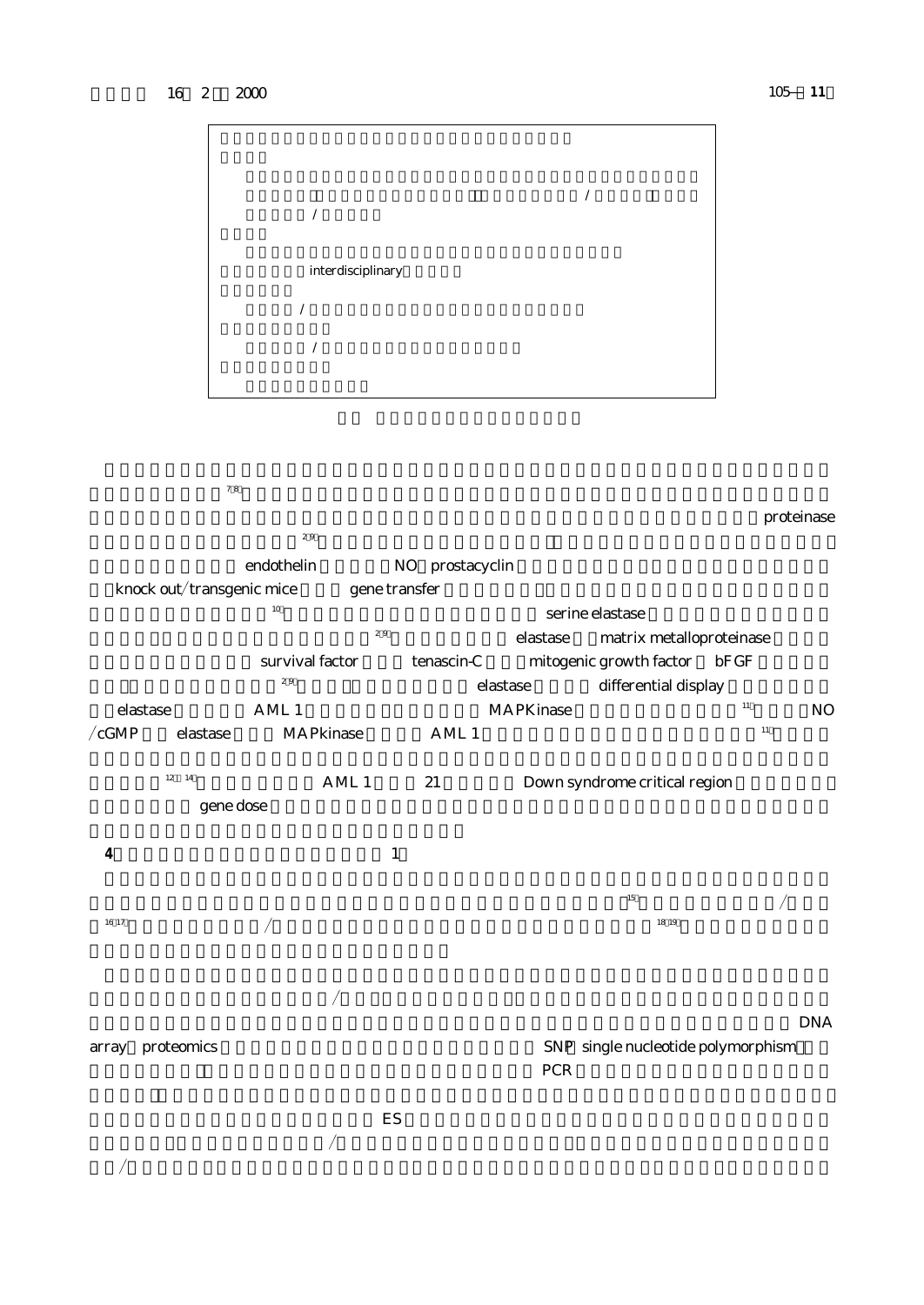/

/

interdisciplinary

/

/

[7,8]

proteinase

[2,9]

endothelin NO prostacyclin

knock out/transgenic mice gene transfer

[10] serine elastase

[2,9] elastase matrix metalloproteinase

survival factor tenascin-C mitogenic growth factor bFGF

[2,9] elastase differential display

elastase AML 1 MAPKinase [11] NO

/cGMP elastase MAPkinase AML 1 [11]

[12–14] AML 1 21 Down syndrome critical region

gene dose

**4** 1

[15] /

[16,17] / [18,19]

/

DNA

array proteomics SNP single nucleotide polymorphism

PCR

ES

/

/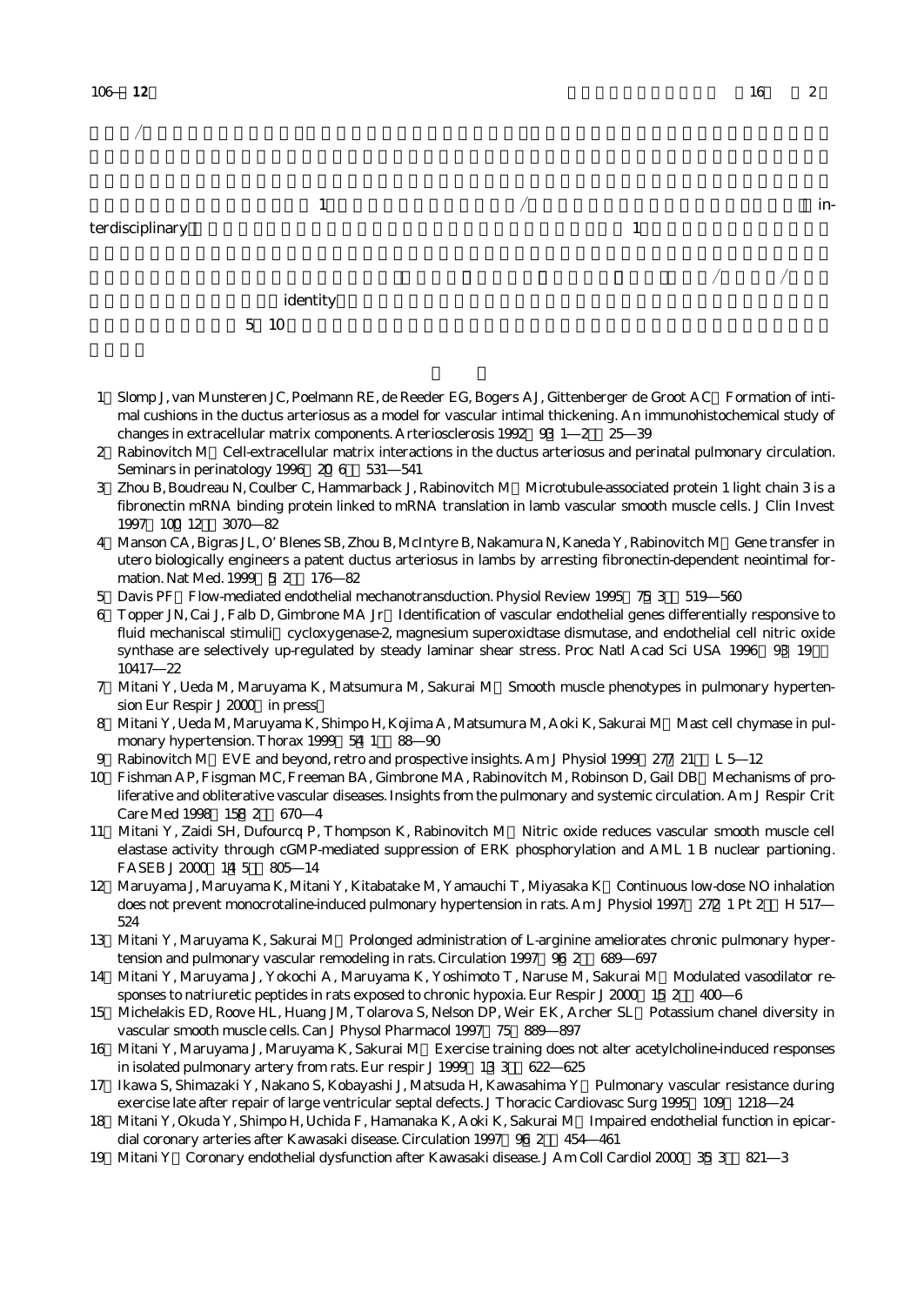／

1 ／ in-terdisciplinary 1

／ ／

identity

5 10

1 Slomp J, van Munsteren JC, Poelmann RE, de Reeder EG, Bogers AJ, Gittenberger de Groot AC Formation of intimal cushions in the ductus arteriosus as a model for vascular intimal thickening. An immunohistochemical study of changes in extracellular matrix components. Arteriosclerosis 1992 93 1—2 25—39

2 Rabinovitch M Cell-extracellular matrix interactions in the ductus arteriosus and perinatal pulmonary circulation. Seminars in perinatology 1996 20 6 531—541

3 Zhou B, Boudreau N, Coulber C, Hammarback J, Rabinovitch M Microtubule-associated protein 1 light chain 3 is a fibronectin mRNA binding protein linked to mRNA translation in lamb vascular smooth muscle cells. J Clin Invest 1997 100 12 3070—82

4 Manson CA, Bigras JL, O' Blenes SB, Zhou B, McIntyre B, Nakamura N, Kaneda Y, Rabinovitch M Gene transfer in utero biologically engineers a patent ductus arteriosus in lambs by arresting fibronectin-dependent neointimal formation. Nat Med. 1999 5 2 176—82

5 Davis PF Flow-mediated endothelial mechanotransduction. Physiol Review 1995 75 3 519—560

6 Topper JN, Cai J, Falb D, Gimbrone MA Jr Identification of vascular endothelial genes differentially responsive to fluid mechaniscal stimuli cycloxygenase-2, magnesium superoxidtase dismutase, and endothelial cell nitric oxide synthase are selectively up-regulated by steady laminar shear stress. Proc Natl Acad Sci USA 1996 93 19 10417—22

7 Mitani Y, Ueda M, Maruyama K, Matsumura M, Sakurai M Smooth muscle phenotypes in pulmonary hypertension Eur Respir J 2000 in press

8 Mitani Y, Ueda M, Maruyama K, Shimpo H, Kojima A, Matsumura M, Aoki K, Sakurai M Mast cell chymase in pulmonary hypertension. Thorax 1999 54 1 88—90

9 Rabinovitch M EVE and beyond, retro and prospective insights. Am J Physiol 1999 277 21 L 5—12

10 Fishman AP, Fisgman MC, Freeman BA, Gimbrone MA, Rabinovitch M, Robinson D, Gail DB Mechanisms of proliferative and obliterative vascular diseases. Insights from the pulmonary and systemic circulation. Am J Respir Crit Care Med 1998 158 2 670—4

11 Mitani Y, Zaidi SH, Dufourcq P, Thompson K, Rabinovitch M Nitric oxide reduces vascular smooth muscle cell elastase activity through cGMP-mediated suppression of ERK phosphorylation and AML 1 B nuclear partioning. FASEB J 2000 14 5 805—14

12 Maruyama J, Maruyama K, Mitani Y, Kitabatake M, Yamauchi T, Miyasaka K Continuous low-dose NO inhalation does not prevent monocrotaline-induced pulmonary hypertension in rats. Am J Physiol 1997 272 1 Pt 2 H 517—524

13 Mitani Y, Maruyama K, Sakurai M Prolonged administration of L-arginine ameliorates chronic pulmonary hypertension and pulmonary vascular remodeling in rats. Circulation 1997 96 2 689—697

14 Mitani Y, Maruyama J, Yokochi A, Maruyama K, Yoshimoto T, Naruse M, Sakurai M Modulated vasodilator responses to natriuretic peptides in rats exposed to chronic hypoxia. Eur Respir J 2000 15 2 400—6

15 Michelakis ED, Roove HL, Huang JM, Tolarova S, Nelson DP, Weir EK, Archer SL Potassium chanel diversity in vascular smooth muscle cells. Can J Physol Pharmacol 1997 75 889—897

16 Mitani Y, Maruyama J, Maruyama K, Sakurai M Exercise training does not alter acetylcholine-induced responses in isolated pulmonary artery from rats. Eur respir J 1999 13 3 622—625

17 Ikawa S, Shimazaki Y, Nakano S, Kobayashi J, Matsuda H, Kawasahima Y Pulmonary vascular resistance during exercise late after repair of large ventricular septal defects. J Thoracic Cardiovasc Surg 1995 109 1218—24

18 Mitani Y, Okuda Y, Shimpo H, Uchida F, Hamanaka K, Aoki K, Sakurai M Impaired endothelial function in epicardial coronary arteries after Kawasaki disease. Circulation 1997 96 2 454—461

19 Mitani Y Coronary endothelial dysfunction after Kawasaki disease. J Am Coll Cardiol 2000 35 3 821—3